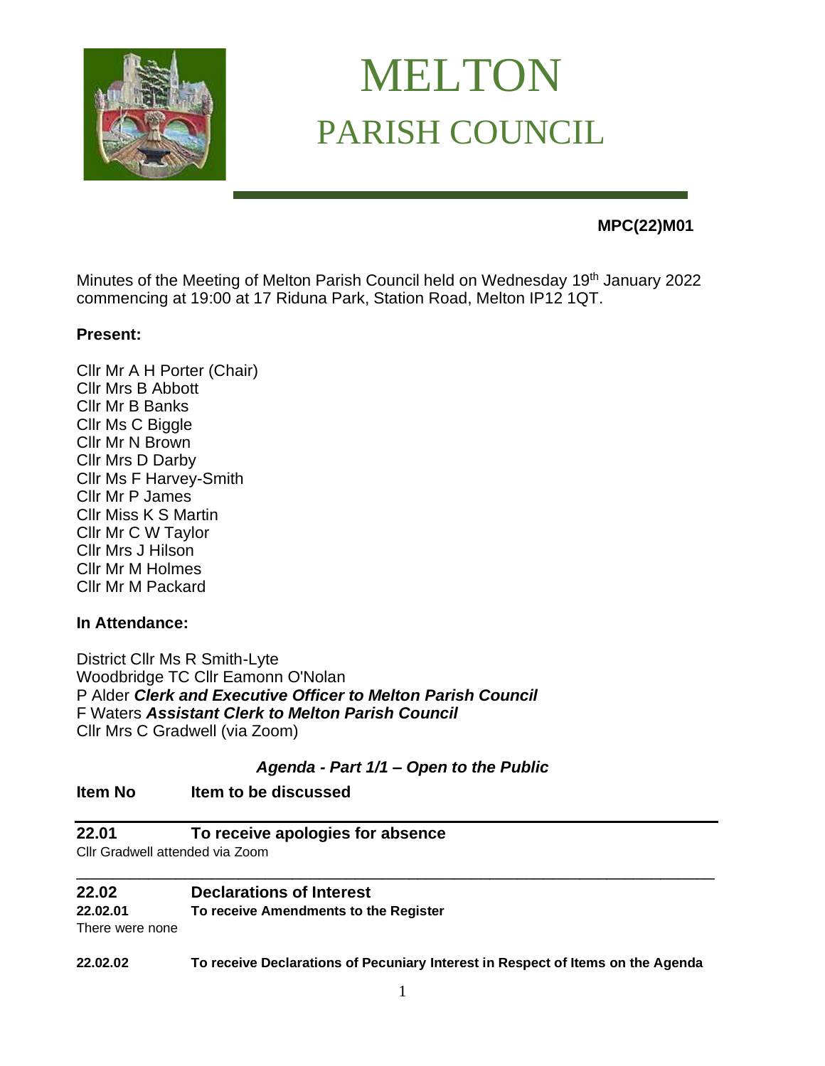# MELTON
## PARISH COUNCIL

**MPC(22)M01**

Minutes of the Meeting of Melton Parish Council held on Wednesday 19th January 2022 commencing at 19:00 at 17 Riduna Park, Station Road, Melton IP12 1QT.

**Present:**

Cllr Mr A H Porter (Chair)
Cllr Mrs B Abbott
Cllr Mr B Banks
Cllr Ms C Biggle
Cllr Mr N Brown
Cllr Mrs D Darby
Cllr Ms F Harvey-Smith
Cllr Mr P James
Cllr Miss K S Martin
Cllr Mr C W Taylor
Cllr Mrs J Hilson
Cllr Mr M Holmes
Cllr Mr M Packard

**In Attendance:**

District Cllr Ms R Smith-Lyte
Woodbridge TC Cllr Eamonn O'Nolan
P Alder ***Clerk and Executive Officer to Melton Parish Council***
F Waters ***Assistant Clerk to Melton Parish Council***
Cllr Mrs C Gradwell (via Zoom)

***Agenda - Part 1/1 – Open to the Public***

| **Item No** | **Item to be discussed** |
|---|---|

**22.01 To receive apologies for absence**

Cllr Gradwell attended via Zoom

**22.02 Declarations of Interest**

**22.02.01 To receive Amendments to the Register**

There were none

**22.02.02 To receive Declarations of Pecuniary Interest in Respect of Items on the Agenda**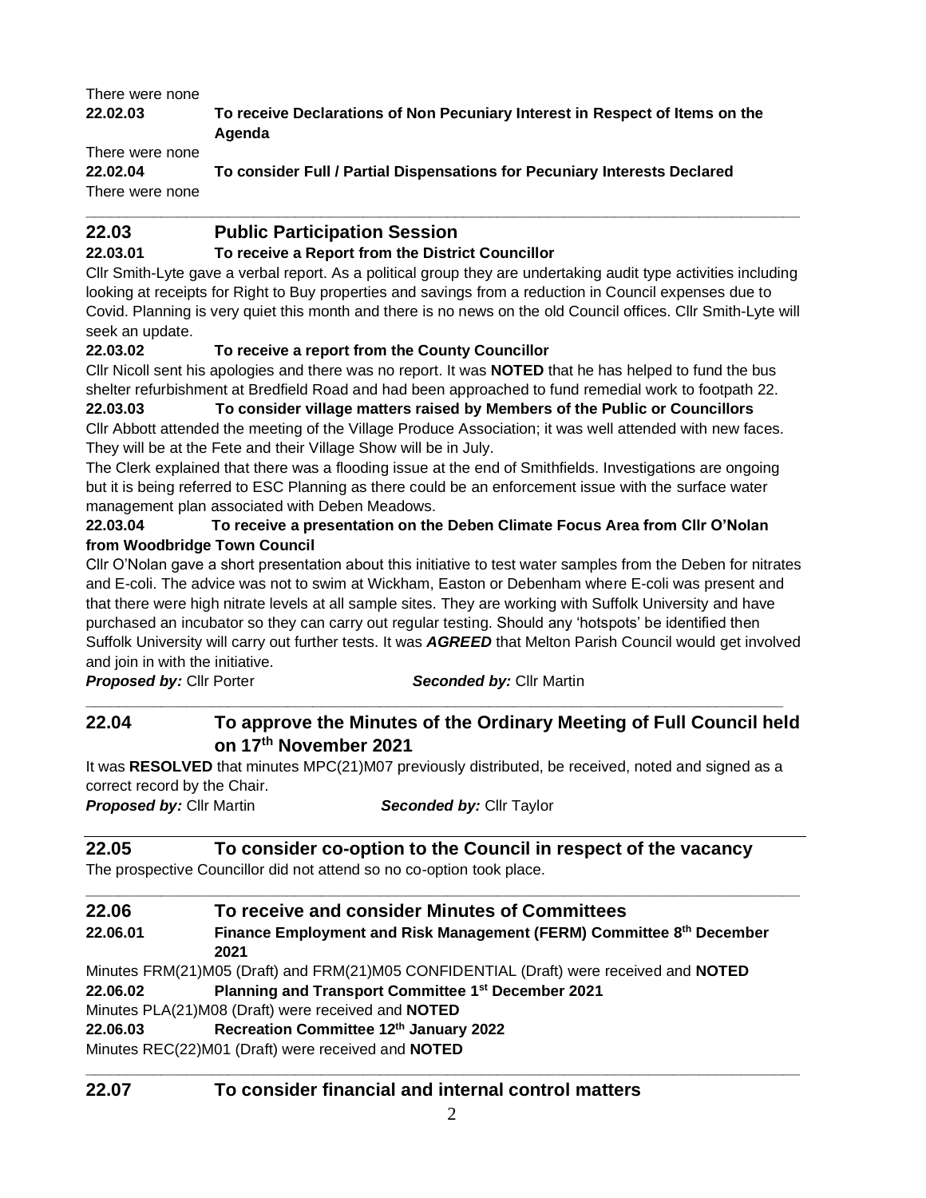There were none

**22.02.03 To receive Declarations of Non Pecuniary Interest in Respect of Items on the Agenda**

There were none

**22.02.04 To consider Full / Partial Dispensations for Pecuniary Interests Declared**

There were none

---

## 22.03 Public Participation Session

**22.03.01 To receive a Report from the District Councillor**

Cllr Smith-Lyte gave a verbal report. As a political group they are undertaking audit type activities including looking at receipts for Right to Buy properties and savings from a reduction in Council expenses due to Covid. Planning is very quiet this month and there is no news on the old Council offices. Cllr Smith-Lyte will seek an update.

**22.03.02 To receive a report from the County Councillor**

Cllr Nicoll sent his apologies and there was no report. It was **NOTED** that he has helped to fund the bus shelter refurbishment at Bredfield Road and had been approached to fund remedial work to footpath 22.

**22.03.03 To consider village matters raised by Members of the Public or Councillors**

Cllr Abbott attended the meeting of the Village Produce Association; it was well attended with new faces. They will be at the Fete and their Village Show will be in July.

The Clerk explained that there was a flooding issue at the end of Smithfields. Investigations are ongoing but it is being referred to ESC Planning as there could be an enforcement issue with the surface water management plan associated with Deben Meadows.

**22.03.04 To receive a presentation on the Deben Climate Focus Area from Cllr O'Nolan from Woodbridge Town Council**

Cllr O'Nolan gave a short presentation about this initiative to test water samples from the Deben for nitrates and E-coli. The advice was not to swim at Wickham, Easton or Debenham where E-coli was present and that there were high nitrate levels at all sample sites. They are working with Suffolk University and have purchased an incubator so they can carry out regular testing. Should any 'hotspots' be identified then Suffolk University will carry out further tests. It was ***AGREED*** that Melton Parish Council would get involved and join in with the initiative.

***Proposed by:*** Cllr Porter ***Seconded by:*** Cllr Martin

---

## 22.04 To approve the Minutes of the Ordinary Meeting of Full Council held on 17th November 2021

It was **RESOLVED** that minutes MPC(21)M07 previously distributed, be received, noted and signed as a correct record by the Chair.

***Proposed by:*** Cllr Martin ***Seconded by:*** Cllr Taylor

---

## 22.05 To consider co-option to the Council in respect of the vacancy

The prospective Councillor did not attend so no co-option took place.

---

## 22.06 To receive and consider Minutes of Committees

**22.06.01 Finance Employment and Risk Management (FERM) Committee 8th December 2021**

Minutes FRM(21)M05 (Draft) and FRM(21)M05 CONFIDENTIAL (Draft) were received and **NOTED**

**22.06.02 Planning and Transport Committee 1st December 2021**

Minutes PLA(21)M08 (Draft) were received and **NOTED**

**22.06.03 Recreation Committee 12th January 2022**

Minutes REC(22)M01 (Draft) were received and **NOTED**

---

## 22.07 To consider financial and internal control matters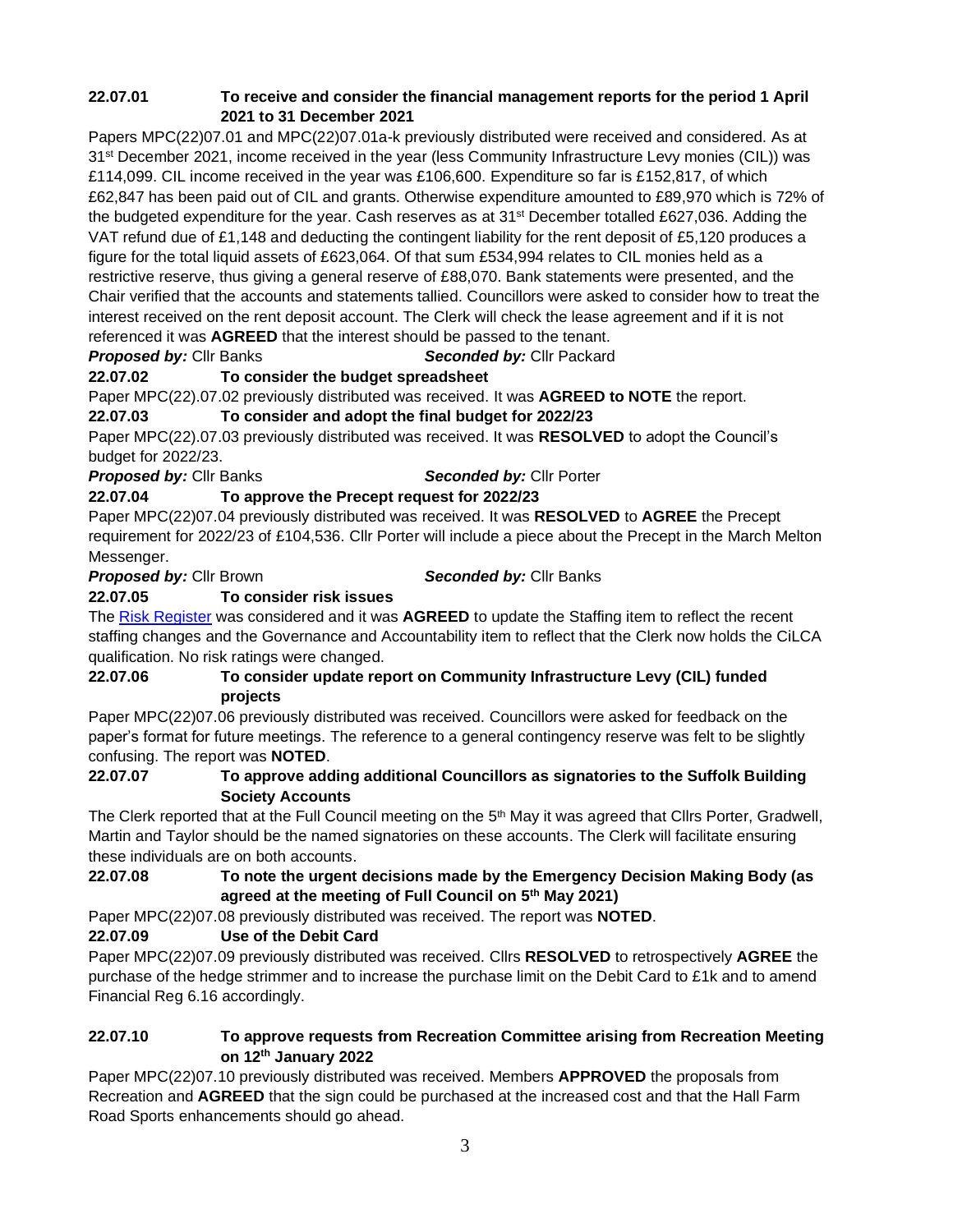**22.07.01 To receive and consider the financial management reports for the period 1 April 2021 to 31 December 2021**

Papers MPC(22)07.01 and MPC(22)07.01a-k previously distributed were received and considered. As at 31st December 2021, income received in the year (less Community Infrastructure Levy monies (CIL)) was £114,099. CIL income received in the year was £106,600. Expenditure so far is £152,817, of which £62,847 has been paid out of CIL and grants. Otherwise expenditure amounted to £89,970 which is 72% of the budgeted expenditure for the year. Cash reserves as at 31st December totalled £627,036. Adding the VAT refund due of £1,148 and deducting the contingent liability for the rent deposit of £5,120 produces a figure for the total liquid assets of £623,064. Of that sum £534,994 relates to CIL monies held as a restrictive reserve, thus giving a general reserve of £88,070. Bank statements were presented, and the Chair verified that the accounts and statements tallied. Councillors were asked to consider how to treat the interest received on the rent deposit account. The Clerk will check the lease agreement and if it is not referenced it was **AGREED** that the interest should be passed to the tenant.

***Proposed by:*** Cllr Banks ***Seconded by:*** Cllr Packard

**22.07.02 To consider the budget spreadsheet**

Paper MPC(22).07.02 previously distributed was received. It was **AGREED to NOTE** the report.

**22.07.03 To consider and adopt the final budget for 2022/23**

Paper MPC(22).07.03 previously distributed was received. It was **RESOLVED** to adopt the Council's budget for 2022/23.

***Proposed by:*** Cllr Banks ***Seconded by:*** Cllr Porter

**22.07.04 To approve the Precept request for 2022/23**

Paper MPC(22)07.04 previously distributed was received. It was **RESOLVED** to **AGREE** the Precept requirement for 2022/23 of £104,536. Cllr Porter will include a piece about the Precept in the March Melton Messenger.

***Proposed by:*** Cllr Brown ***Seconded by:*** Cllr Banks

**22.07.05 To consider risk issues**

The Risk Register was considered and it was **AGREED** to update the Staffing item to reflect the recent staffing changes and the Governance and Accountability item to reflect that the Clerk now holds the CiLCA qualification. No risk ratings were changed.

**22.07.06 To consider update report on Community Infrastructure Levy (CIL) funded projects**

Paper MPC(22)07.06 previously distributed was received. Councillors were asked for feedback on the paper's format for future meetings. The reference to a general contingency reserve was felt to be slightly confusing. The report was **NOTED**.

**22.07.07 To approve adding additional Councillors as signatories to the Suffolk Building Society Accounts**

The Clerk reported that at the Full Council meeting on the 5th May it was agreed that Cllrs Porter, Gradwell, Martin and Taylor should be the named signatories on these accounts. The Clerk will facilitate ensuring these individuals are on both accounts.

**22.07.08 To note the urgent decisions made by the Emergency Decision Making Body (as agreed at the meeting of Full Council on 5th May 2021)**

Paper MPC(22)07.08 previously distributed was received. The report was **NOTED**.

**22.07.09 Use of the Debit Card**

Paper MPC(22)07.09 previously distributed was received. Cllrs **RESOLVED** to retrospectively **AGREE** the purchase of the hedge strimmer and to increase the purchase limit on the Debit Card to £1k and to amend Financial Reg 6.16 accordingly.

**22.07.10 To approve requests from Recreation Committee arising from Recreation Meeting on 12th January 2022**

Paper MPC(22)07.10 previously distributed was received. Members **APPROVED** the proposals from Recreation and **AGREED** that the sign could be purchased at the increased cost and that the Hall Farm Road Sports enhancements should go ahead.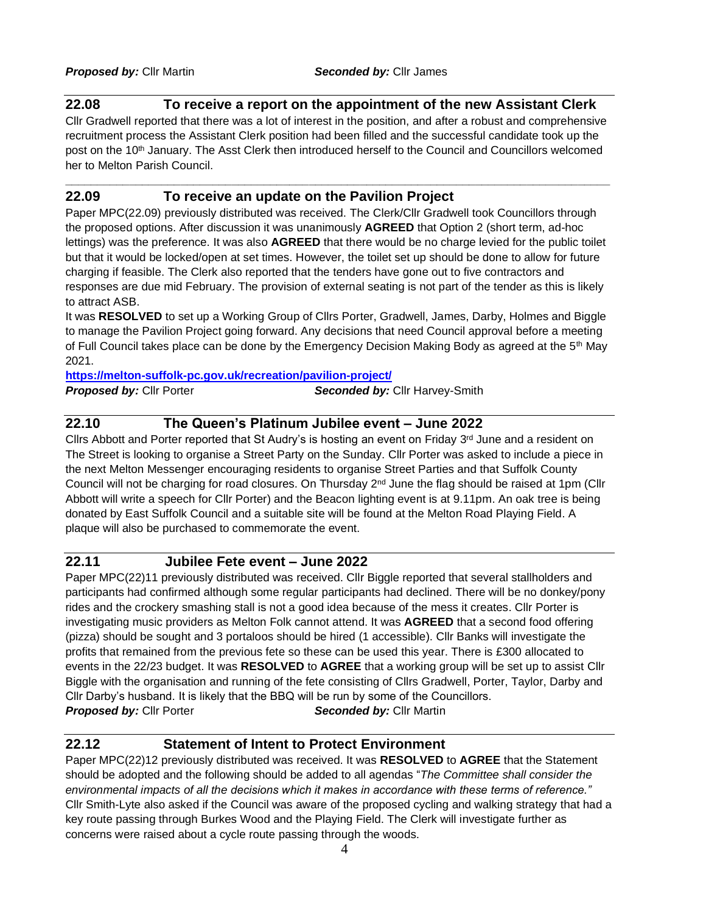***Proposed by:*** Cllr Martin ***Seconded by:*** Cllr James

## 22.08 To receive a report on the appointment of the new Assistant Clerk

Cllr Gradwell reported that there was a lot of interest in the position, and after a robust and comprehensive recruitment process the Assistant Clerk position had been filled and the successful candidate took up the post on the 10th January. The Asst Clerk then introduced herself to the Council and Councillors welcomed her to Melton Parish Council.

## 22.09 To receive an update on the Pavilion Project

Paper MPC(22.09) previously distributed was received. The Clerk/Cllr Gradwell took Councillors through the proposed options. After discussion it was unanimously **AGREED** that Option 2 (short term, ad-hoc lettings) was the preference. It was also **AGREED** that there would be no charge levied for the public toilet but that it would be locked/open at set times. However, the toilet set up should be done to allow for future charging if feasible. The Clerk also reported that the tenders have gone out to five contractors and responses are due mid February. The provision of external seating is not part of the tender as this is likely to attract ASB.

It was **RESOLVED** to set up a Working Group of Cllrs Porter, Gradwell, James, Darby, Holmes and Biggle to manage the Pavilion Project going forward. Any decisions that need Council approval before a meeting of Full Council takes place can be done by the Emergency Decision Making Body as agreed at the 5th May 2021.

**https://melton-suffolk-pc.gov.uk/recreation/pavilion-project/**

***Proposed by:*** Cllr Porter ***Seconded by:*** Cllr Harvey-Smith

## 22.10 The Queen's Platinum Jubilee event – June 2022

Cllrs Abbott and Porter reported that St Audry's is hosting an event on Friday 3rd June and a resident on The Street is looking to organise a Street Party on the Sunday. Cllr Porter was asked to include a piece in the next Melton Messenger encouraging residents to organise Street Parties and that Suffolk County Council will not be charging for road closures. On Thursday 2nd June the flag should be raised at 1pm (Cllr Abbott will write a speech for Cllr Porter) and the Beacon lighting event is at 9.11pm. An oak tree is being donated by East Suffolk Council and a suitable site will be found at the Melton Road Playing Field. A plaque will also be purchased to commemorate the event.

## 22.11 Jubilee Fete event – June 2022

Paper MPC(22)11 previously distributed was received. Cllr Biggle reported that several stallholders and participants had confirmed although some regular participants had declined. There will be no donkey/pony rides and the crockery smashing stall is not a good idea because of the mess it creates. Cllr Porter is investigating music providers as Melton Folk cannot attend. It was **AGREED** that a second food offering (pizza) should be sought and 3 portaloos should be hired (1 accessible). Cllr Banks will investigate the profits that remained from the previous fete so these can be used this year. There is £300 allocated to events in the 22/23 budget. It was **RESOLVED** to **AGREE** that a working group will be set up to assist Cllr Biggle with the organisation and running of the fete consisting of Cllrs Gradwell, Porter, Taylor, Darby and Cllr Darby's husband. It is likely that the BBQ will be run by some of the Councillors.

***Proposed by:*** Cllr Porter ***Seconded by:*** Cllr Martin

## 22.12 Statement of Intent to Protect Environment

Paper MPC(22)12 previously distributed was received. It was **RESOLVED** to **AGREE** that the Statement should be adopted and the following should be added to all agendas "*The Committee shall consider the environmental impacts of all the decisions which it makes in accordance with these terms of reference."* Cllr Smith-Lyte also asked if the Council was aware of the proposed cycling and walking strategy that had a key route passing through Burkes Wood and the Playing Field. The Clerk will investigate further as concerns were raised about a cycle route passing through the woods.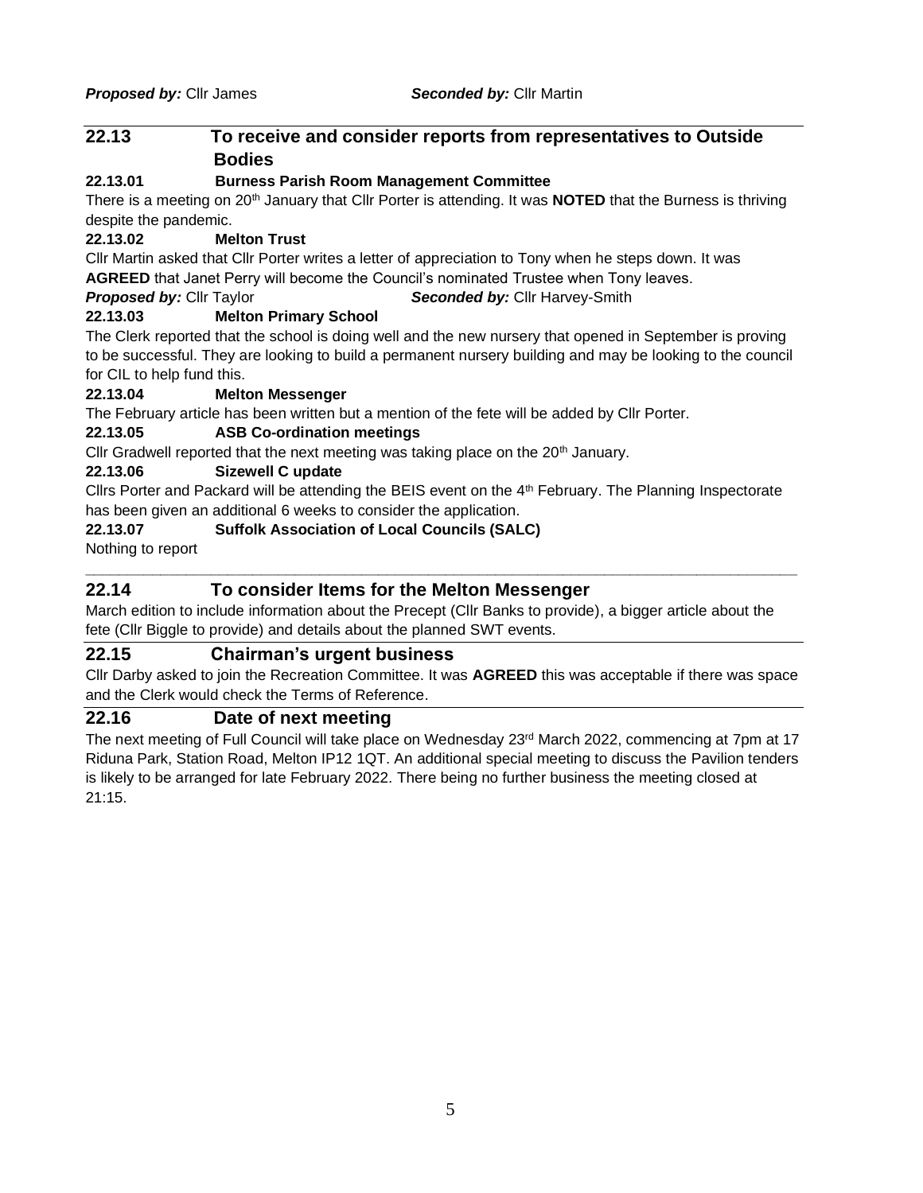***Proposed by:*** Cllr James ***Seconded by:*** Cllr Martin

## 22.13 To receive and consider reports from representatives to Outside Bodies

### 22.13.01 Burness Parish Room Management Committee

There is a meeting on 20th January that Cllr Porter is attending. It was **NOTED** that the Burness is thriving despite the pandemic.

### 22.13.02 Melton Trust

Cllr Martin asked that Cllr Porter writes a letter of appreciation to Tony when he steps down. It was **AGREED** that Janet Perry will become the Council's nominated Trustee when Tony leaves.

***Proposed by:*** Cllr Taylor ***Seconded by:*** Cllr Harvey-Smith

### 22.13.03 Melton Primary School

The Clerk reported that the school is doing well and the new nursery that opened in September is proving to be successful. They are looking to build a permanent nursery building and may be looking to the council for CIL to help fund this.

### 22.13.04 Melton Messenger

The February article has been written but a mention of the fete will be added by Cllr Porter.

### 22.13.05 ASB Co-ordination meetings

Cllr Gradwell reported that the next meeting was taking place on the 20th January.

### 22.13.06 Sizewell C update

Cllrs Porter and Packard will be attending the BEIS event on the 4th February. The Planning Inspectorate has been given an additional 6 weeks to consider the application.

### 22.13.07 Suffolk Association of Local Councils (SALC)

Nothing to report

---

## 22.14 To consider Items for the Melton Messenger

March edition to include information about the Precept (Cllr Banks to provide), a bigger article about the fete (Cllr Biggle to provide) and details about the planned SWT events.

## 22.15 Chairman's urgent business

Cllr Darby asked to join the Recreation Committee. It was **AGREED** this was acceptable if there was space and the Clerk would check the Terms of Reference.

## 22.16 Date of next meeting

The next meeting of Full Council will take place on Wednesday 23rd March 2022, commencing at 7pm at 17 Riduna Park, Station Road, Melton IP12 1QT. An additional special meeting to discuss the Pavilion tenders is likely to be arranged for late February 2022. There being no further business the meeting closed at 21:15.